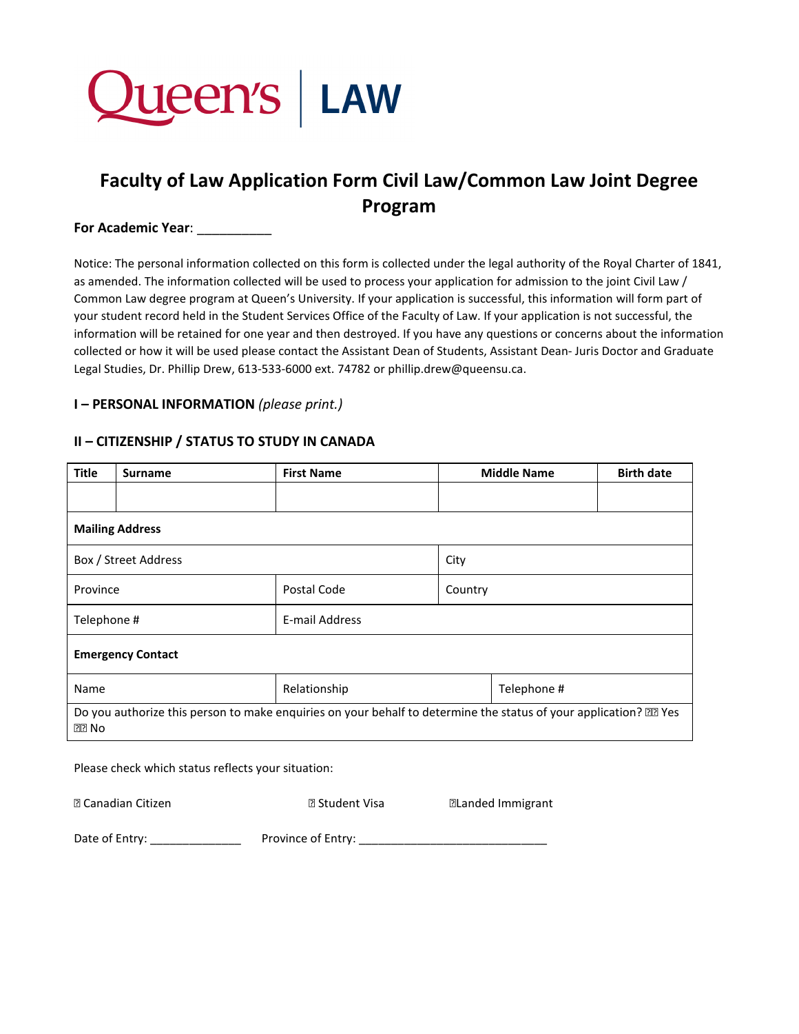Queen's | LAW

# Faculty of Law Application Form Civil Law/Common Law Joint Degree Program

**For Academic Year**: __________

Notice: The personal information collected on this form is collected under the legal authority of the Royal Charter of 1841, as amended. The information collected will be used to process your application for admission to the joint Civil Law / Common Law degree program at Queen's University. If your application is successful, this information will form part of your student record held in the Student Services Office of the Faculty of Law. If your application is not successful, the information will be retained for one year and then destroyed. If you have any questions or concerns about the information collected or how it will be used please contact the Assistant Dean of Students, Assistant Dean- Juris Doctor and Graduate Legal Studies, Dr. Phillip Drew, 613-533-6000 ext. 74782 or phillip.drew@queensu.ca.

## I – PERSONAL INFORMATION *(please print.)*

## II – CITIZENSHIP / STATUS TO STUDY IN CANADA

| Title | Surname | First Name | Middle Name | Birth date |
|---|---|---|---|---|
| | | | | |
| **Mailing Address** | | | | |
| Box / Street Address | | | City | |
| Province | | Postal Code | Country | |
| Telephone # | | E-mail Address | | |
| **Emergency Contact** | | | | |
| Name | | Relationship | Telephone # | |
| Do you authorize this person to make enquiries on your behalf to determine the status of your application? ☐ Yes ☐ No | | | | |

Please check which status reflects your situation:

☐ Canadian Citizen ☐ Student Visa ☐ Landed Immigrant

Date of Entry: ______________ Province of Entry: ____________________________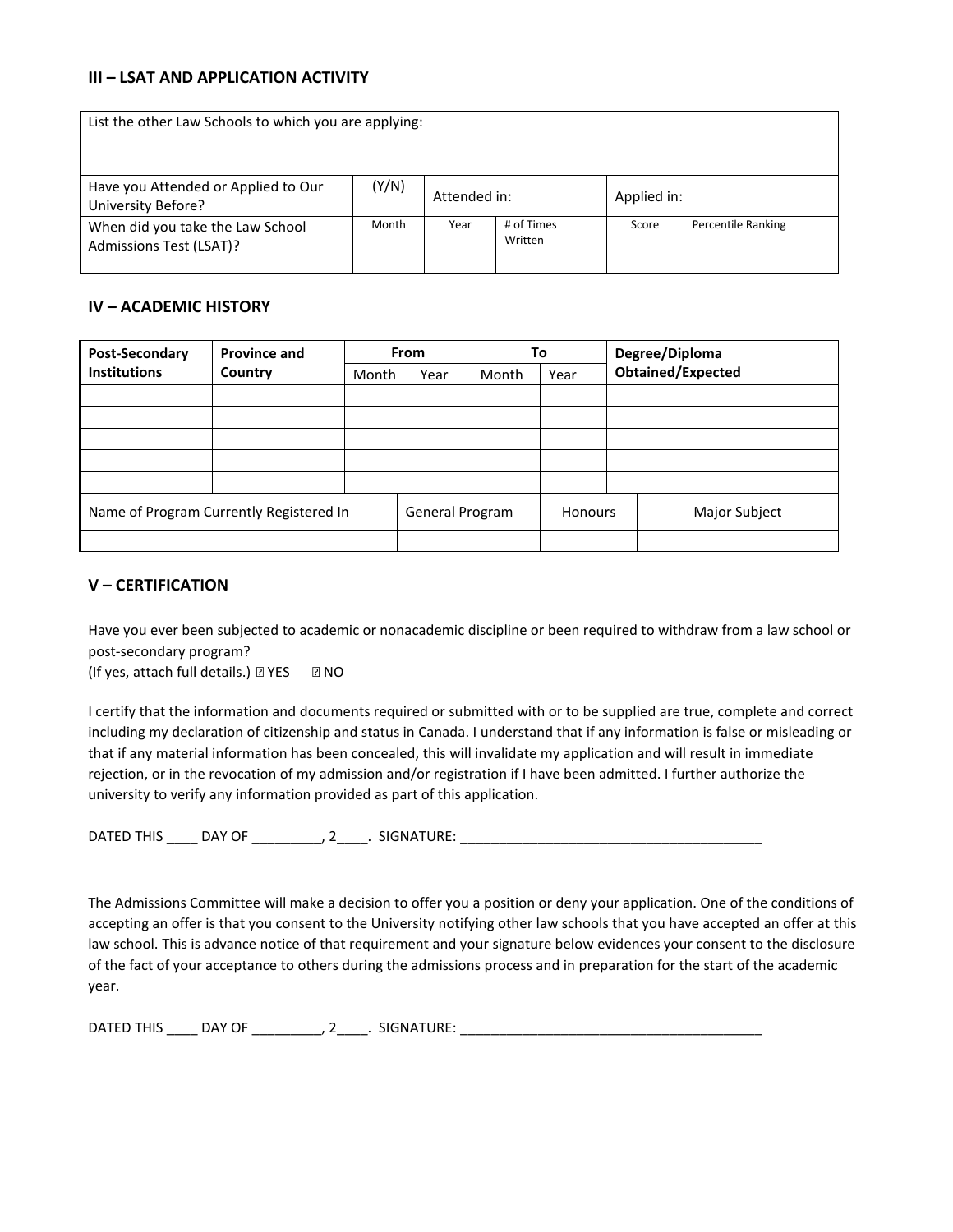### III – LSAT AND APPLICATION ACTIVITY

| List the other Law Schools to which you are applying: | | | | | |
|---|---|---|---|---|---|
| Have you Attended or Applied to Our University Before? | (Y/N) | Attended in: | | Applied in: | |
| When did you take the Law School Admissions Test (LSAT)? | Month | Year | # of Times Written | Score | Percentile Ranking |

### IV – ACADEMIC HISTORY

| **Post-Secondary Institutions** | **Province and Country** | **From** | | **To** | | **Degree/Diploma Obtained/Expected** |
|---|---|---|---|---|---|---|
| | | Month | Year | Month | Year | |
| | | | | | | |
| | | | | | | |
| | | | | | | |
| | | | | | | |
| | | | | | | |

| Name of Program Currently Registered In | General Program | Honours | Major Subject |
|---|---|---|---|
| | | | |

### V – CERTIFICATION

Have you ever been subjected to academic or nonacademic discipline or been required to withdraw from a law school or post-secondary program?
(If yes, attach full details.) ☐ YES ☐ NO

I certify that the information and documents required or submitted with or to be supplied are true, complete and correct including my declaration of citizenship and status in Canada. I understand that if any information is false or misleading or that if any material information has been concealed, this will invalidate my application and will result in immediate rejection, or in the revocation of my admission and/or registration if I have been admitted. I further authorize the university to verify any information provided as part of this application.

DATED THIS ____ DAY OF _________, 2____. SIGNATURE: _______________________________________

The Admissions Committee will make a decision to offer you a position or deny your application. One of the conditions of accepting an offer is that you consent to the University notifying other law schools that you have accepted an offer at this law school. This is advance notice of that requirement and your signature below evidences your consent to the disclosure of the fact of your acceptance to others during the admissions process and in preparation for the start of the academic year.

DATED THIS ____ DAY OF _________, 2____. SIGNATURE: _______________________________________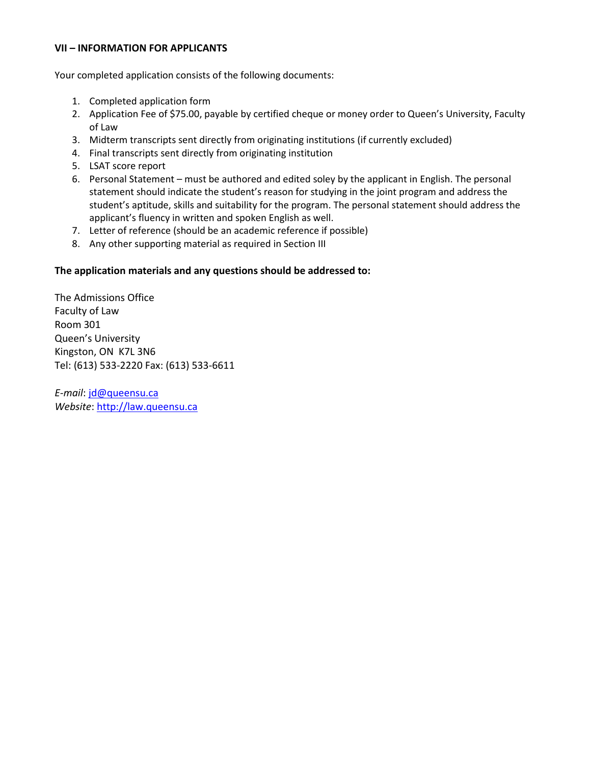## VII – INFORMATION FOR APPLICANTS

Your completed application consists of the following documents:

1. Completed application form
2. Application Fee of $75.00, payable by certified cheque or money order to Queen's University, Faculty of Law
3. Midterm transcripts sent directly from originating institutions (if currently excluded)
4. Final transcripts sent directly from originating institution
5. LSAT score report
6. Personal Statement – must be authored and edited soley by the applicant in English. The personal statement should indicate the student's reason for studying in the joint program and address the student's aptitude, skills and suitability for the program. The personal statement should address the applicant's fluency in written and spoken English as well.
7. Letter of reference (should be an academic reference if possible)
8. Any other supporting material as required in Section III

**The application materials and any questions should be addressed to:**

The Admissions Office
Faculty of Law
Room 301
Queen's University
Kingston, ON K7L 3N6
Tel: (613) 533-2220 Fax: (613) 533-6611

*E-mail*: jd@queensu.ca
*Website*: http://law.queensu.ca